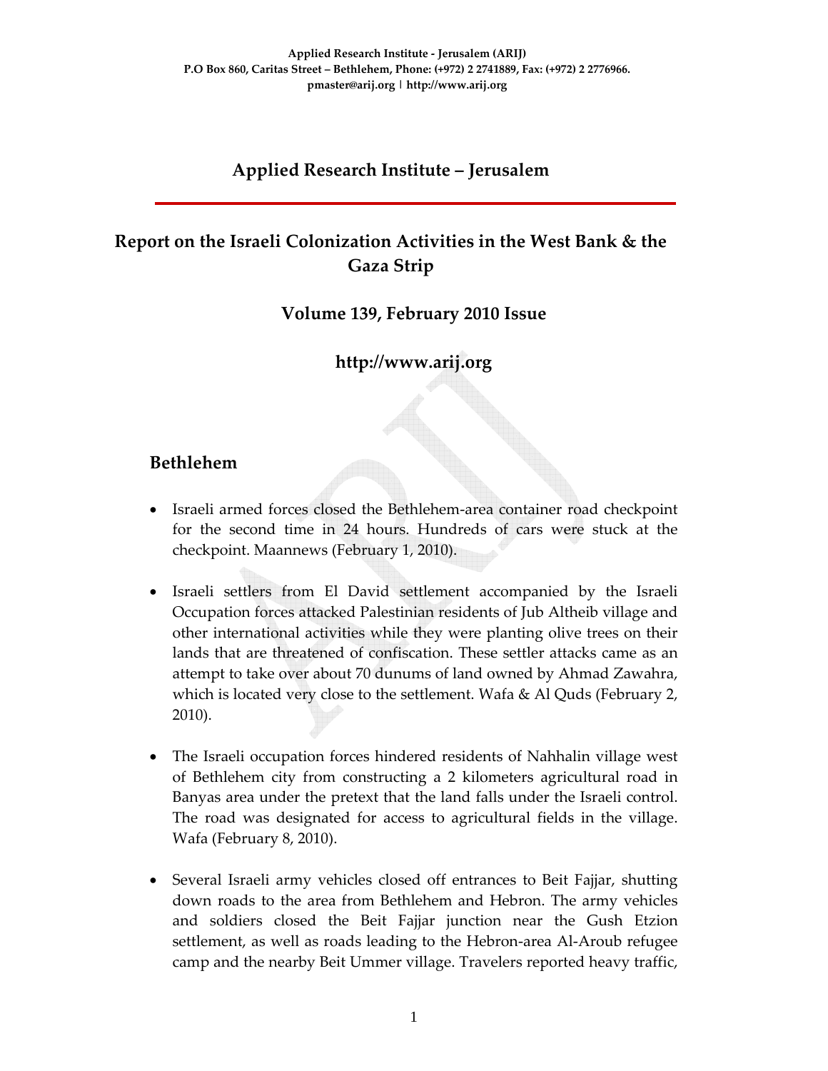Applied Research Institute - Jerusalem (ARIJ)
P.O Box 860, Caritas Street – Bethlehem, Phone: (+972) 2 2741889, Fax: (+972) 2 2776966.
pmaster@arij.org | http://www.arij.org

# Applied Research Institute – Jerusalem

## Report on the Israeli Colonization Activities in the West Bank & the Gaza Strip

### Volume 139, February 2010 Issue

### http://www.arij.org

## Bethlehem

- Israeli armed forces closed the Bethlehem-area container road checkpoint for the second time in 24 hours. Hundreds of cars were stuck at the checkpoint. Maannews (February 1, 2010).

- Israeli settlers from El David settlement accompanied by the Israeli Occupation forces attacked Palestinian residents of Jub Altheib village and other international activities while they were planting olive trees on their lands that are threatened of confiscation. These settler attacks came as an attempt to take over about 70 dunums of land owned by Ahmad Zawahra, which is located very close to the settlement. Wafa & Al Quds (February 2, 2010).

- The Israeli occupation forces hindered residents of Nahhalin village west of Bethlehem city from constructing a 2 kilometers agricultural road in Banyas area under the pretext that the land falls under the Israeli control. The road was designated for access to agricultural fields in the village. Wafa (February 8, 2010).

- Several Israeli army vehicles closed off entrances to Beit Fajjar, shutting down roads to the area from Bethlehem and Hebron. The army vehicles and soldiers closed the Beit Fajjar junction near the Gush Etzion settlement, as well as roads leading to the Hebron-area Al-Aroub refugee camp and the nearby Beit Ummer village. Travelers reported heavy traffic,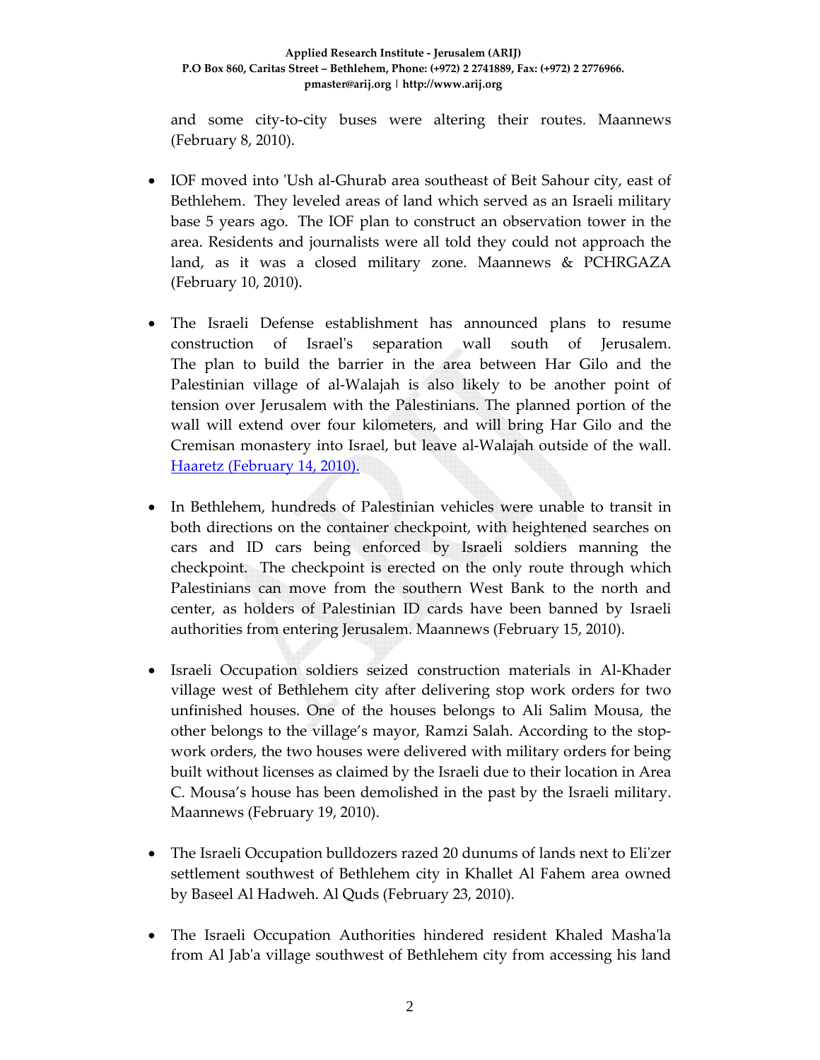and some city-to-city buses were altering their routes. Maannews (February 8, 2010).

- IOF moved into 'Ush al-Ghurab area southeast of Beit Sahour city, east of Bethlehem. They leveled areas of land which served as an Israeli military base 5 years ago. The IOF plan to construct an observation tower in the area. Residents and journalists were all told they could not approach the land, as it was a closed military zone. Maannews & PCHRGAZA (February 10, 2010).

- The Israeli Defense establishment has announced plans to resume construction of Israel's separation wall south of Jerusalem. The plan to build the barrier in the area between Har Gilo and the Palestinian village of al-Walajah is also likely to be another point of tension over Jerusalem with the Palestinians. The planned portion of the wall will extend over four kilometers, and will bring Har Gilo and the Cremisan monastery into Israel, but leave al-Walajah outside of the wall. Haaretz (February 14, 2010).

- In Bethlehem, hundreds of Palestinian vehicles were unable to transit in both directions on the container checkpoint, with heightened searches on cars and ID cars being enforced by Israeli soldiers manning the checkpoint. The checkpoint is erected on the only route through which Palestinians can move from the southern West Bank to the north and center, as holders of Palestinian ID cards have been banned by Israeli authorities from entering Jerusalem. Maannews (February 15, 2010).

- Israeli Occupation soldiers seized construction materials in Al-Khader village west of Bethlehem city after delivering stop work orders for two unfinished houses. One of the houses belongs to Ali Salim Mousa, the other belongs to the village's mayor, Ramzi Salah. According to the stop-work orders, the two houses were delivered with military orders for being built without licenses as claimed by the Israeli due to their location in Area C. Mousa's house has been demolished in the past by the Israeli military. Maannews (February 19, 2010).

- The Israeli Occupation bulldozers razed 20 dunums of lands next to Eli'zer settlement southwest of Bethlehem city in Khallet Al Fahem area owned by Baseel Al Hadweh. Al Quds (February 23, 2010).

- The Israeli Occupation Authorities hindered resident Khaled Masha'la from Al Jab'a village southwest of Bethlehem city from accessing his land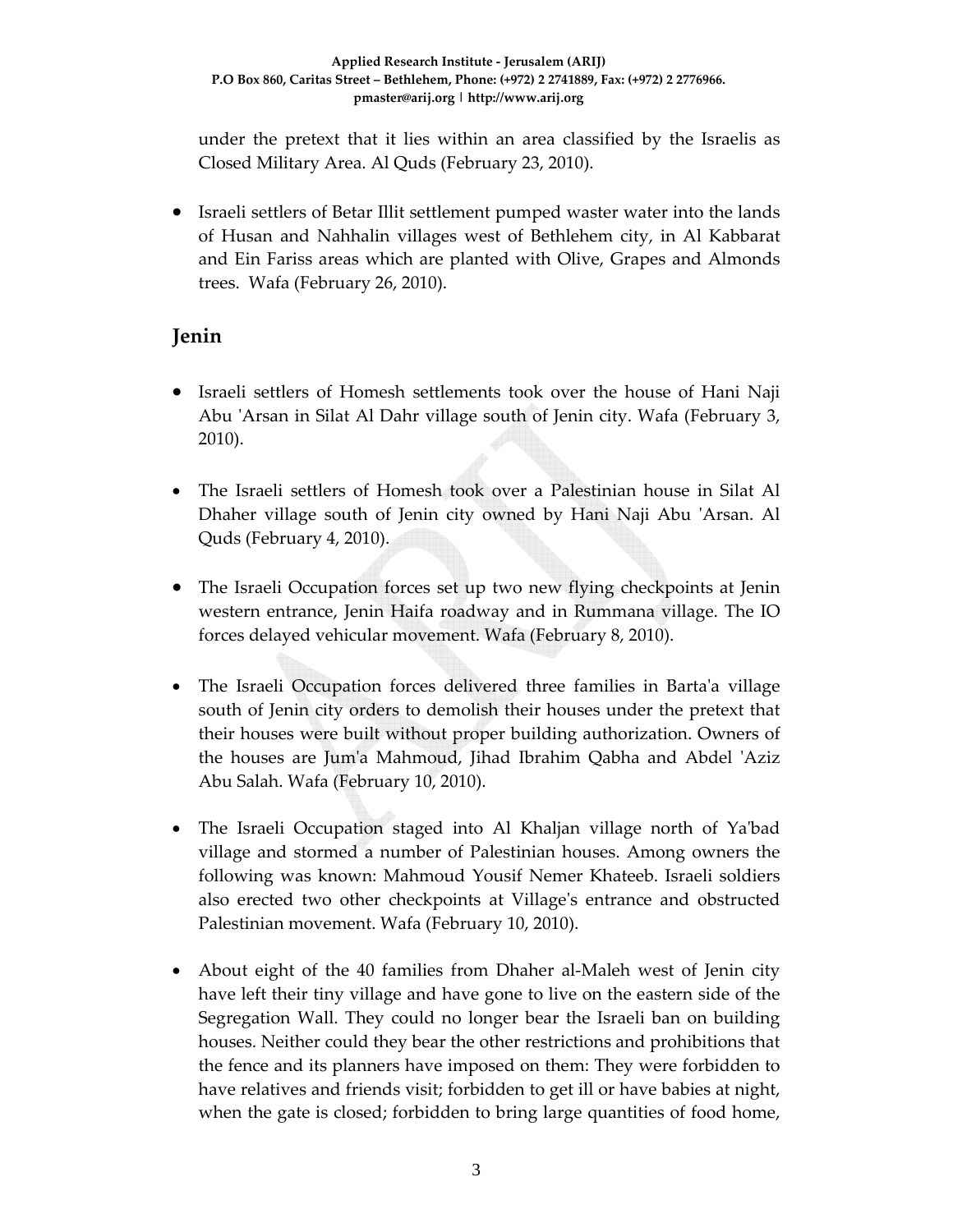under the pretext that it lies within an area classified by the Israelis as Closed Military Area. Al Quds (February 23, 2010).

- Israeli settlers of Betar Illit settlement pumped waster water into the lands of Husan and Nahhalin villages west of Bethlehem city, in Al Kabbarat and Ein Fariss areas which are planted with Olive, Grapes and Almonds trees. Wafa (February 26, 2010).

## Jenin

- Israeli settlers of Homesh settlements took over the house of Hani Naji Abu 'Arsan in Silat Al Dahr village south of Jenin city. Wafa (February 3, 2010).

- The Israeli settlers of Homesh took over a Palestinian house in Silat Al Dhaher village south of Jenin city owned by Hani Naji Abu 'Arsan. Al Quds (February 4, 2010).

- The Israeli Occupation forces set up two new flying checkpoints at Jenin western entrance, Jenin Haifa roadway and in Rummana village. The IO forces delayed vehicular movement. Wafa (February 8, 2010).

- The Israeli Occupation forces delivered three families in Barta'a village south of Jenin city orders to demolish their houses under the pretext that their houses were built without proper building authorization. Owners of the houses are Jum'a Mahmoud, Jihad Ibrahim Qabha and Abdel 'Aziz Abu Salah. Wafa (February 10, 2010).

- The Israeli Occupation staged into Al Khaljan village north of Ya'bad village and stormed a number of Palestinian houses. Among owners the following was known: Mahmoud Yousif Nemer Khateeb. Israeli soldiers also erected two other checkpoints at Village's entrance and obstructed Palestinian movement. Wafa (February 10, 2010).

- About eight of the 40 families from Dhaher al-Maleh west of Jenin city have left their tiny village and have gone to live on the eastern side of the Segregation Wall. They could no longer bear the Israeli ban on building houses. Neither could they bear the other restrictions and prohibitions that the fence and its planners have imposed on them: They were forbidden to have relatives and friends visit; forbidden to get ill or have babies at night, when the gate is closed; forbidden to bring large quantities of food home,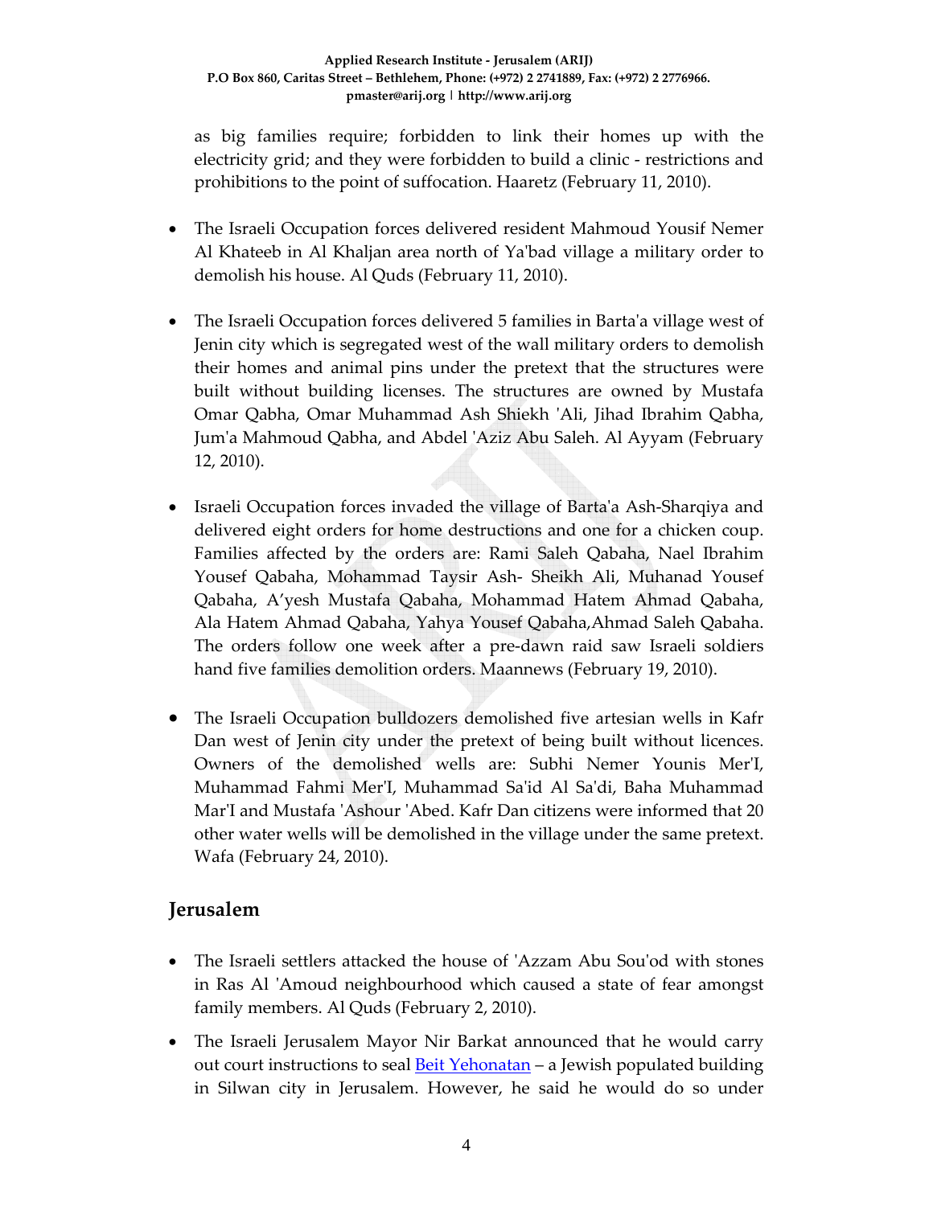as big families require; forbidden to link their homes up with the electricity grid; and they were forbidden to build a clinic - restrictions and prohibitions to the point of suffocation. Haaretz (February 11, 2010).

- The Israeli Occupation forces delivered resident Mahmoud Yousif Nemer Al Khateeb in Al Khaljan area north of Ya'bad village a military order to demolish his house. Al Quds (February 11, 2010).

- The Israeli Occupation forces delivered 5 families in Barta'a village west of Jenin city which is segregated west of the wall military orders to demolish their homes and animal pins under the pretext that the structures were built without building licenses. The structures are owned by Mustafa Omar Qabha, Omar Muhammad Ash Shiekh 'Ali, Jihad Ibrahim Qabha, Jum'a Mahmoud Qabha, and Abdel 'Aziz Abu Saleh. Al Ayyam (February 12, 2010).

- Israeli Occupation forces invaded the village of Barta'a Ash-Sharqiya and delivered eight orders for home destructions and one for a chicken coup. Families affected by the orders are: Rami Saleh Qabaha, Nael Ibrahim Yousef Qabaha, Mohammad Taysir Ash- Sheikh Ali, Muhanad Yousef Qabaha, A'yesh Mustafa Qabaha, Mohammad Hatem Ahmad Qabaha, Ala Hatem Ahmad Qabaha, Yahya Yousef Qabaha,Ahmad Saleh Qabaha. The orders follow one week after a pre-dawn raid saw Israeli soldiers hand five families demolition orders. Maannews (February 19, 2010).

- The Israeli Occupation bulldozers demolished five artesian wells in Kafr Dan west of Jenin city under the pretext of being built without licences. Owners of the demolished wells are: Subhi Nemer Younis Mer'I, Muhammad Fahmi Mer'I, Muhammad Sa'id Al Sa'di, Baha Muhammad Mar'I and Mustafa 'Ashour 'Abed. Kafr Dan citizens were informed that 20 other water wells will be demolished in the village under the same pretext. Wafa (February 24, 2010).

## Jerusalem

- The Israeli settlers attacked the house of 'Azzam Abu Sou'od with stones in Ras Al 'Amoud neighbourhood which caused a state of fear amongst family members. Al Quds (February 2, 2010).

- The Israeli Jerusalem Mayor Nir Barkat announced that he would carry out court instructions to seal Beit Yehonatan – a Jewish populated building in Silwan city in Jerusalem. However, he said he would do so under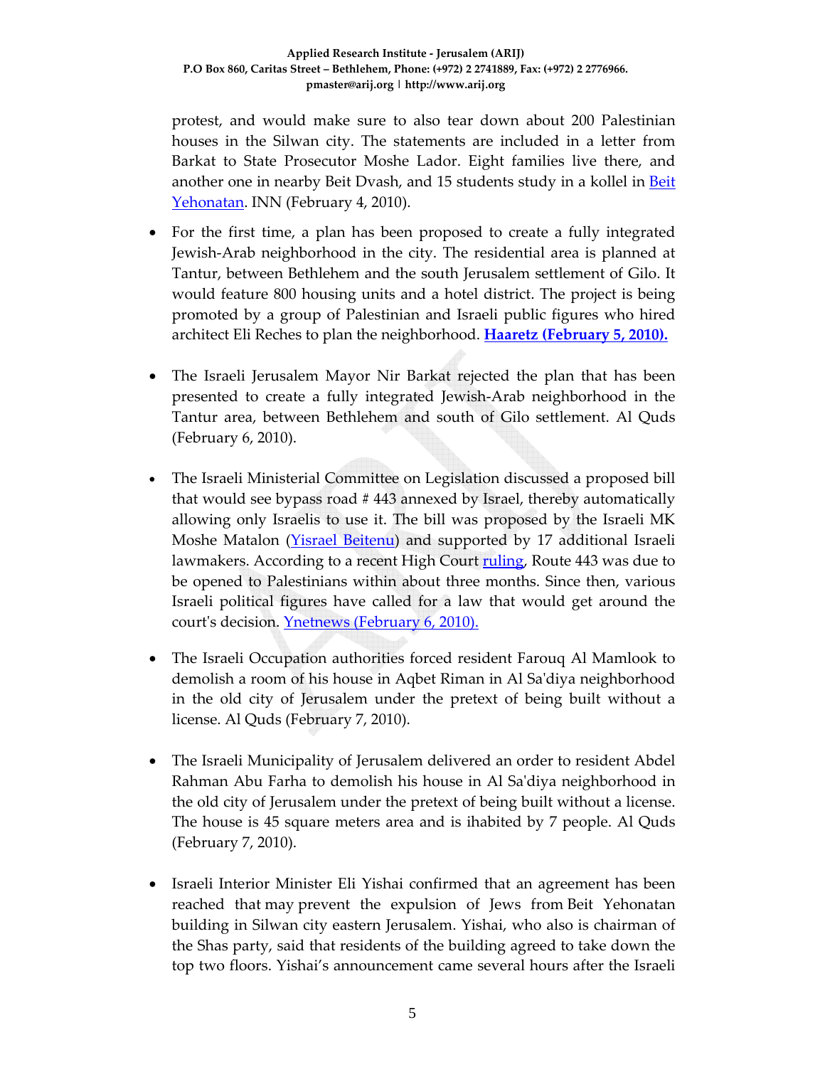protest, and would make sure to also tear down about 200 Palestinian houses in the Silwan city. The statements are included in a letter from Barkat to State Prosecutor Moshe Lador. Eight families live there, and another one in nearby Beit Dvash, and 15 students study in a kollel in Beit Yehonatan. INN (February 4, 2010).

- For the first time, a plan has been proposed to create a fully integrated Jewish-Arab neighborhood in the city. The residential area is planned at Tantur, between Bethlehem and the south Jerusalem settlement of Gilo. It would feature 800 housing units and a hotel district. The project is being promoted by a group of Palestinian and Israeli public figures who hired architect Eli Reches to plan the neighborhood. **Haaretz (February 5, 2010).**

- The Israeli Jerusalem Mayor Nir Barkat rejected the plan that has been presented to create a fully integrated Jewish-Arab neighborhood in the Tantur area, between Bethlehem and south of Gilo settlement. Al Quds (February 6, 2010).

- The Israeli Ministerial Committee on Legislation discussed a proposed bill that would see bypass road # 443 annexed by Israel, thereby automatically allowing only Israelis to use it. The bill was proposed by the Israeli MK Moshe Matalon (Yisrael Beitenu) and supported by 17 additional Israeli lawmakers. According to a recent High Court ruling, Route 443 was due to be opened to Palestinians within about three months. Since then, various Israeli political figures have called for a law that would get around the court's decision. Ynetnews (February 6, 2010).

- The Israeli Occupation authorities forced resident Farouq Al Mamlook to demolish a room of his house in Aqbet Riman in Al Sa'diya neighborhood in the old city of Jerusalem under the pretext of being built without a license. Al Quds (February 7, 2010).

- The Israeli Municipality of Jerusalem delivered an order to resident Abdel Rahman Abu Farha to demolish his house in Al Sa'diya neighborhood in the old city of Jerusalem under the pretext of being built without a license. The house is 45 square meters area and is ihabited by 7 people. Al Quds (February 7, 2010).

- Israeli Interior Minister Eli Yishai confirmed that an agreement has been reached that may prevent the expulsion of Jews from Beit Yehonatan building in Silwan city eastern Jerusalem. Yishai, who also is chairman of the Shas party, said that residents of the building agreed to take down the top two floors. Yishai's announcement came several hours after the Israeli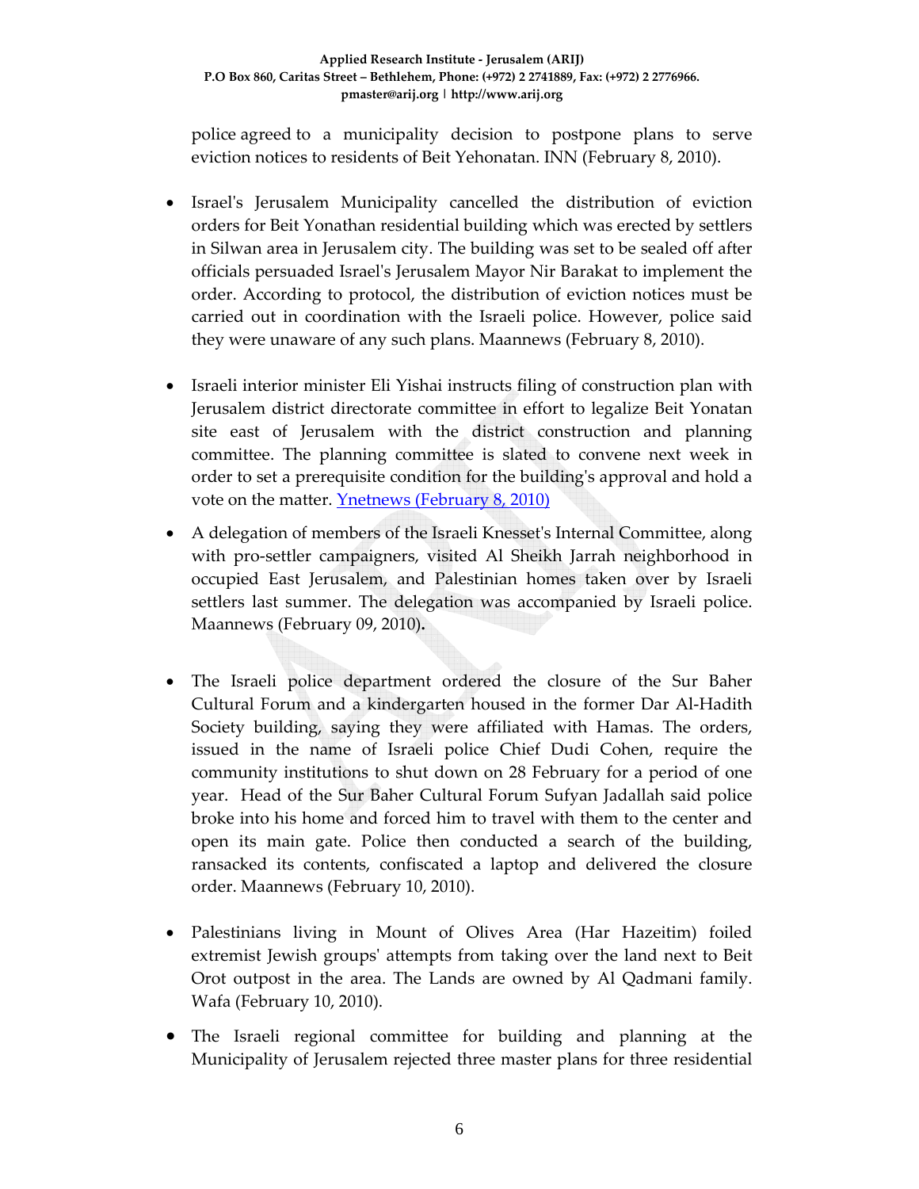police agreed to a municipality decision to postpone plans to serve eviction notices to residents of Beit Yehonatan. INN (February 8, 2010).

- Israel's Jerusalem Municipality cancelled the distribution of eviction orders for Beit Yonathan residential building which was erected by settlers in Silwan area in Jerusalem city. The building was set to be sealed off after officials persuaded Israel's Jerusalem Mayor Nir Barakat to implement the order. According to protocol, the distribution of eviction notices must be carried out in coordination with the Israeli police. However, police said they were unaware of any such plans. Maannews (February 8, 2010).

- Israeli interior minister Eli Yishai instructs filing of construction plan with Jerusalem district directorate committee in effort to legalize Beit Yonatan site east of Jerusalem with the district construction and planning committee. The planning committee is slated to convene next week in order to set a prerequisite condition for the building's approval and hold a vote on the matter. Ynetnews (February 8, 2010)

- A delegation of members of the Israeli Knesset's Internal Committee, along with pro-settler campaigners, visited Al Sheikh Jarrah neighborhood in occupied East Jerusalem, and Palestinian homes taken over by Israeli settlers last summer. The delegation was accompanied by Israeli police. Maannews (February 09, 2010)**.**

- The Israeli police department ordered the closure of the Sur Baher Cultural Forum and a kindergarten housed in the former Dar Al-Hadith Society building, saying they were affiliated with Hamas. The orders, issued in the name of Israeli police Chief Dudi Cohen, require the community institutions to shut down on 28 February for a period of one year. Head of the Sur Baher Cultural Forum Sufyan Jadallah said police broke into his home and forced him to travel with them to the center and open its main gate. Police then conducted a search of the building, ransacked its contents, confiscated a laptop and delivered the closure order. Maannews (February 10, 2010).

- Palestinians living in Mount of Olives Area (Har Hazeitim) foiled extremist Jewish groups' attempts from taking over the land next to Beit Orot outpost in the area. The Lands are owned by Al Qadmani family. Wafa (February 10, 2010).

- The Israeli regional committee for building and planning at the Municipality of Jerusalem rejected three master plans for three residential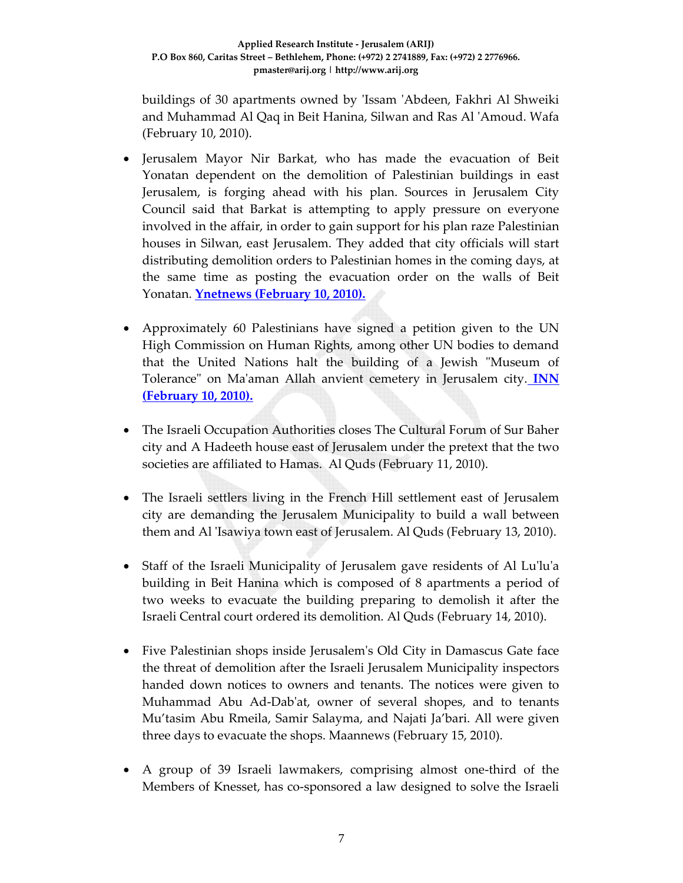buildings of 30 apartments owned by 'Issam 'Abdeen, Fakhri Al Shweiki and Muhammad Al Qaq in Beit Hanina, Silwan and Ras Al 'Amoud. Wafa (February 10, 2010).

- Jerusalem Mayor Nir Barkat, who has made the evacuation of Beit Yonatan dependent on the demolition of Palestinian buildings in east Jerusalem, is forging ahead with his plan. Sources in Jerusalem City Council said that Barkat is attempting to apply pressure on everyone involved in the affair, in order to gain support for his plan raze Palestinian houses in Silwan, east Jerusalem. They added that city officials will start distributing demolition orders to Palestinian homes in the coming days, at the same time as posting the evacuation order on the walls of Beit Yonatan. **Ynetnews (February 10, 2010).**

- Approximately 60 Palestinians have signed a petition given to the UN High Commission on Human Rights, among other UN bodies to demand that the United Nations halt the building of a Jewish "Museum of Tolerance" on Ma'aman Allah anvient cemetery in Jerusalem city. **INN (February 10, 2010).**

- The Israeli Occupation Authorities closes The Cultural Forum of Sur Baher city and A Hadeeth house east of Jerusalem under the pretext that the two societies are affiliated to Hamas. Al Quds (February 11, 2010).

- The Israeli settlers living in the French Hill settlement east of Jerusalem city are demanding the Jerusalem Municipality to build a wall between them and Al 'Isawiya town east of Jerusalem. Al Quds (February 13, 2010).

- Staff of the Israeli Municipality of Jerusalem gave residents of Al Lu'lu'a building in Beit Hanina which is composed of 8 apartments a period of two weeks to evacuate the building preparing to demolish it after the Israeli Central court ordered its demolition. Al Quds (February 14, 2010).

- Five Palestinian shops inside Jerusalem's Old City in Damascus Gate face the threat of demolition after the Israeli Jerusalem Municipality inspectors handed down notices to owners and tenants. The notices were given to Muhammad Abu Ad-Dab'at, owner of several shopes, and to tenants Mu'tasim Abu Rmeila, Samir Salayma, and Najati Ja'bari. All were given three days to evacuate the shops. Maannews (February 15, 2010).

- A group of 39 Israeli lawmakers, comprising almost one-third of the Members of Knesset, has co-sponsored a law designed to solve the Israeli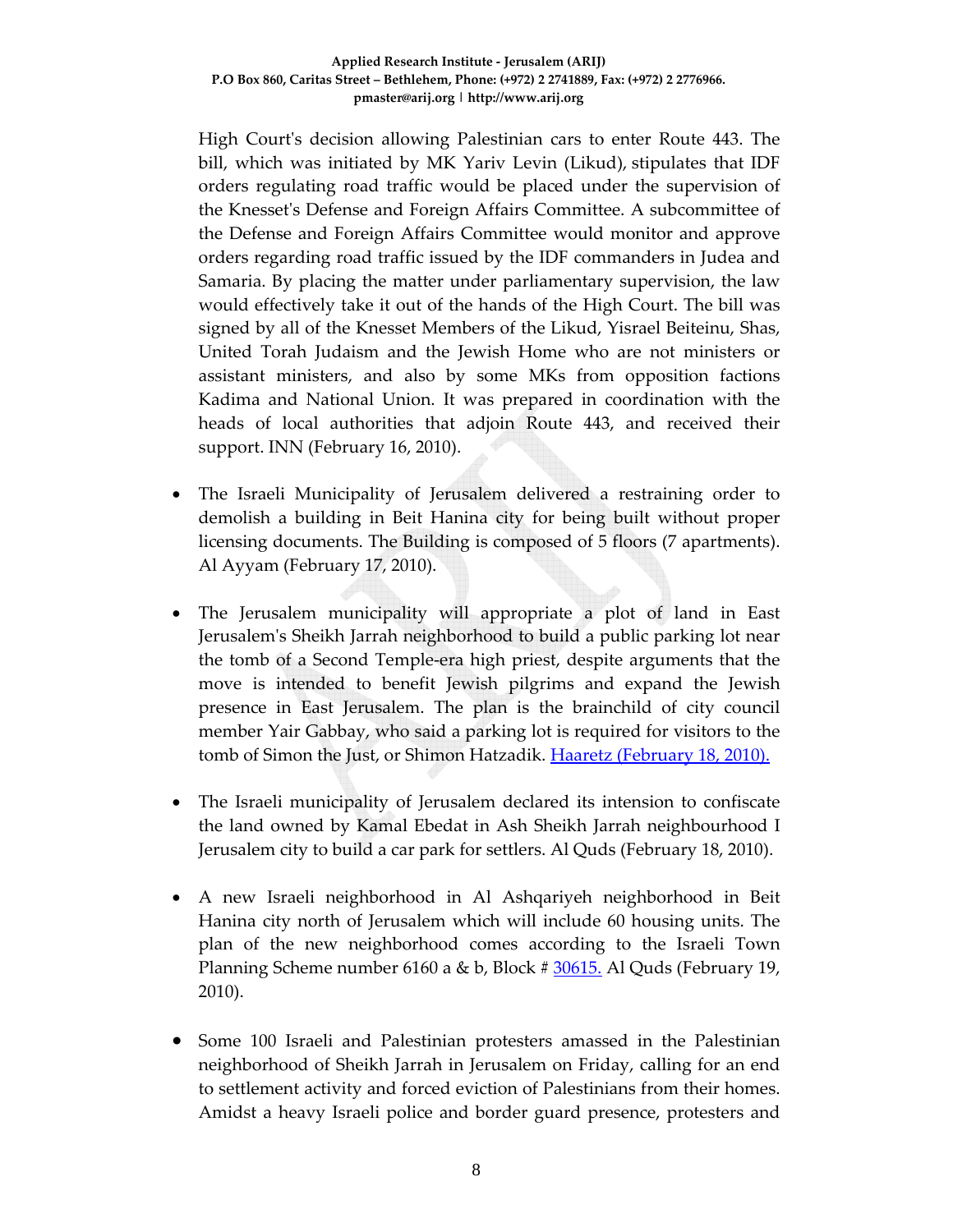High Court's decision allowing Palestinian cars to enter Route 443. The bill, which was initiated by MK Yariv Levin (Likud), stipulates that IDF orders regulating road traffic would be placed under the supervision of the Knesset's Defense and Foreign Affairs Committee. A subcommittee of the Defense and Foreign Affairs Committee would monitor and approve orders regarding road traffic issued by the IDF commanders in Judea and Samaria. By placing the matter under parliamentary supervision, the law would effectively take it out of the hands of the High Court. The bill was signed by all of the Knesset Members of the Likud, Yisrael Beiteinu, Shas, United Torah Judaism and the Jewish Home who are not ministers or assistant ministers, and also by some MKs from opposition factions Kadima and National Union. It was prepared in coordination with the heads of local authorities that adjoin Route 443, and received their support. INN (February 16, 2010).

- The Israeli Municipality of Jerusalem delivered a restraining order to demolish a building in Beit Hanina city for being built without proper licensing documents. The Building is composed of 5 floors (7 apartments). Al Ayyam (February 17, 2010).

- The Jerusalem municipality will appropriate a plot of land in East Jerusalem's Sheikh Jarrah neighborhood to build a public parking lot near the tomb of a Second Temple-era high priest, despite arguments that the move is intended to benefit Jewish pilgrims and expand the Jewish presence in East Jerusalem. The plan is the brainchild of city council member Yair Gabbay, who said a parking lot is required for visitors to the tomb of Simon the Just, or Shimon Hatzadik. Haaretz (February 18, 2010).

- The Israeli municipality of Jerusalem declared its intension to confiscate the land owned by Kamal Ebedat in Ash Sheikh Jarrah neighbourhood I Jerusalem city to build a car park for settlers. Al Quds (February 18, 2010).

- A new Israeli neighborhood in Al Ashqariyeh neighborhood in Beit Hanina city north of Jerusalem which will include 60 housing units. The plan of the new neighborhood comes according to the Israeli Town Planning Scheme number 6160 a & b, Block # 30615. Al Quds (February 19, 2010).

- Some 100 Israeli and Palestinian protesters amassed in the Palestinian neighborhood of Sheikh Jarrah in Jerusalem on Friday, calling for an end to settlement activity and forced eviction of Palestinians from their homes. Amidst a heavy Israeli police and border guard presence, protesters and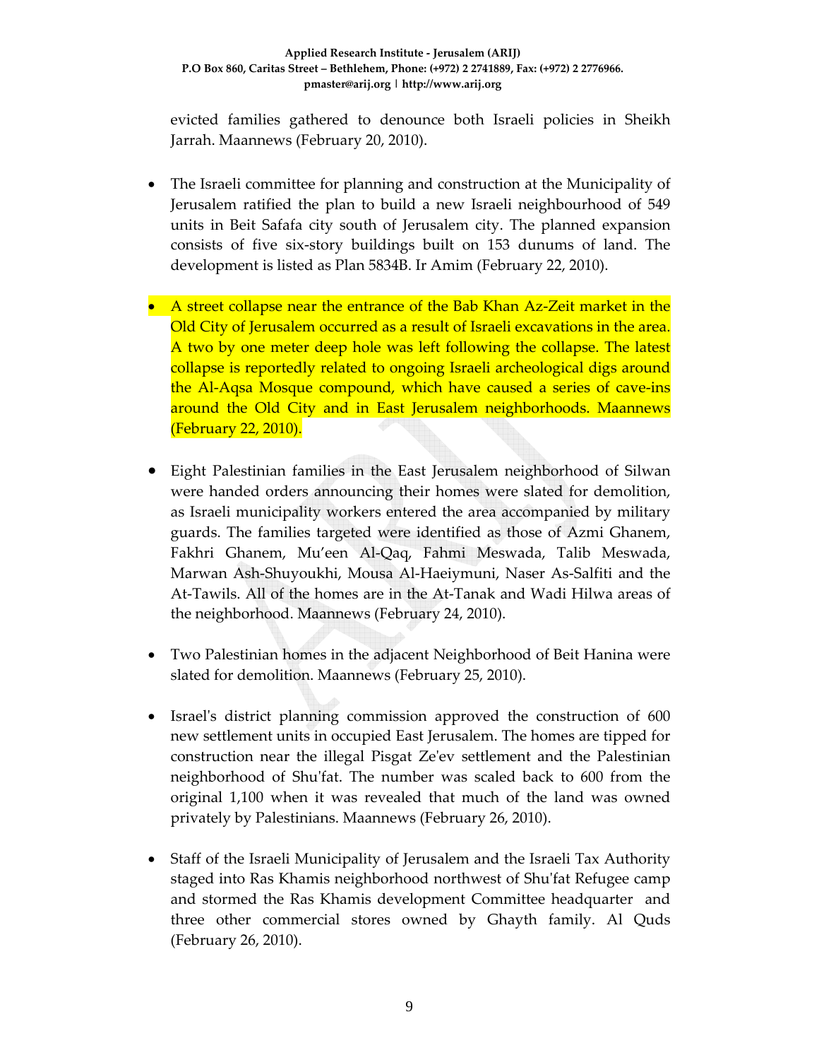evicted families gathered to denounce both Israeli policies in Sheikh Jarrah. Maannews (February 20, 2010).

- The Israeli committee for planning and construction at the Municipality of Jerusalem ratified the plan to build a new Israeli neighbourhood of 549 units in Beit Safafa city south of Jerusalem city. The planned expansion consists of five six-story buildings built on 153 dunums of land. The development is listed as Plan 5834B. Ir Amim (February 22, 2010).

- A street collapse near the entrance of the Bab Khan Az-Zeit market in the Old City of Jerusalem occurred as a result of Israeli excavations in the area. A two by one meter deep hole was left following the collapse. The latest collapse is reportedly related to ongoing Israeli archeological digs around the Al-Aqsa Mosque compound, which have caused a series of cave-ins around the Old City and in East Jerusalem neighborhoods. Maannews (February 22, 2010).

- Eight Palestinian families in the East Jerusalem neighborhood of Silwan were handed orders announcing their homes were slated for demolition, as Israeli municipality workers entered the area accompanied by military guards. The families targeted were identified as those of Azmi Ghanem, Fakhri Ghanem, Mu'een Al-Qaq, Fahmi Meswada, Talib Meswada, Marwan Ash-Shuyoukhi, Mousa Al-Haeiymuni, Naser As-Salfiti and the At-Tawils. All of the homes are in the At-Tanak and Wadi Hilwa areas of the neighborhood. Maannews (February 24, 2010).

- Two Palestinian homes in the adjacent Neighborhood of Beit Hanina were slated for demolition. Maannews (February 25, 2010).

- Israel's district planning commission approved the construction of 600 new settlement units in occupied East Jerusalem. The homes are tipped for construction near the illegal Pisgat Ze'ev settlement and the Palestinian neighborhood of Shu'fat. The number was scaled back to 600 from the original 1,100 when it was revealed that much of the land was owned privately by Palestinians. Maannews (February 26, 2010).

- Staff of the Israeli Municipality of Jerusalem and the Israeli Tax Authority staged into Ras Khamis neighborhood northwest of Shu'fat Refugee camp and stormed the Ras Khamis development Committee headquarter and three other commercial stores owned by Ghayth family. Al Quds (February 26, 2010).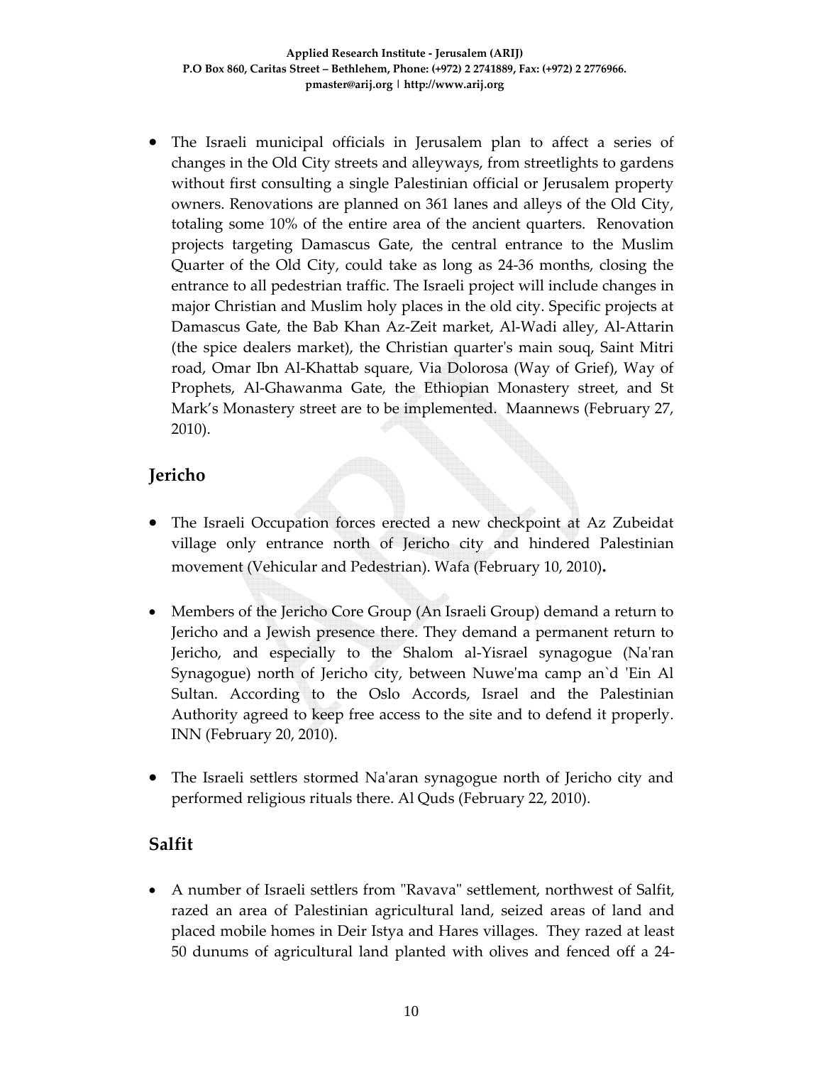- The Israeli municipal officials in Jerusalem plan to affect a series of changes in the Old City streets and alleyways, from streetlights to gardens without first consulting a single Palestinian official or Jerusalem property owners. Renovations are planned on 361 lanes and alleys of the Old City, totaling some 10% of the entire area of the ancient quarters. Renovation projects targeting Damascus Gate, the central entrance to the Muslim Quarter of the Old City, could take as long as 24-36 months, closing the entrance to all pedestrian traffic. The Israeli project will include changes in major Christian and Muslim holy places in the old city. Specific projects at Damascus Gate, the Bab Khan Az-Zeit market, Al-Wadi alley, Al-Attarin (the spice dealers market), the Christian quarter's main souq, Saint Mitri road, Omar Ibn Al-Khattab square, Via Dolorosa (Way of Grief), Way of Prophets, Al-Ghawanma Gate, the Ethiopian Monastery street, and St Mark's Monastery street are to be implemented. Maannews (February 27, 2010).

## Jericho

- The Israeli Occupation forces erected a new checkpoint at Az Zubeidat village only entrance north of Jericho city and hindered Palestinian movement (Vehicular and Pedestrian). Wafa (February 10, 2010)**.**

- Members of the Jericho Core Group (An Israeli Group) demand a return to Jericho and a Jewish presence there. They demand a permanent return to Jericho, and especially to the Shalom al-Yisrael synagogue (Na'ran Synagogue) north of Jericho city, between Nuwe'ma camp an`d 'Ein Al Sultan. According to the Oslo Accords, Israel and the Palestinian Authority agreed to keep free access to the site and to defend it properly. INN (February 20, 2010).

- The Israeli settlers stormed Na'aran synagogue north of Jericho city and performed religious rituals there. Al Quds (February 22, 2010).

## Salfit

- A number of Israeli settlers from "Ravava" settlement, northwest of Salfit, razed an area of Palestinian agricultural land, seized areas of land and placed mobile homes in Deir Istya and Hares villages. They razed at least 50 dunums of agricultural land planted with olives and fenced off a 24-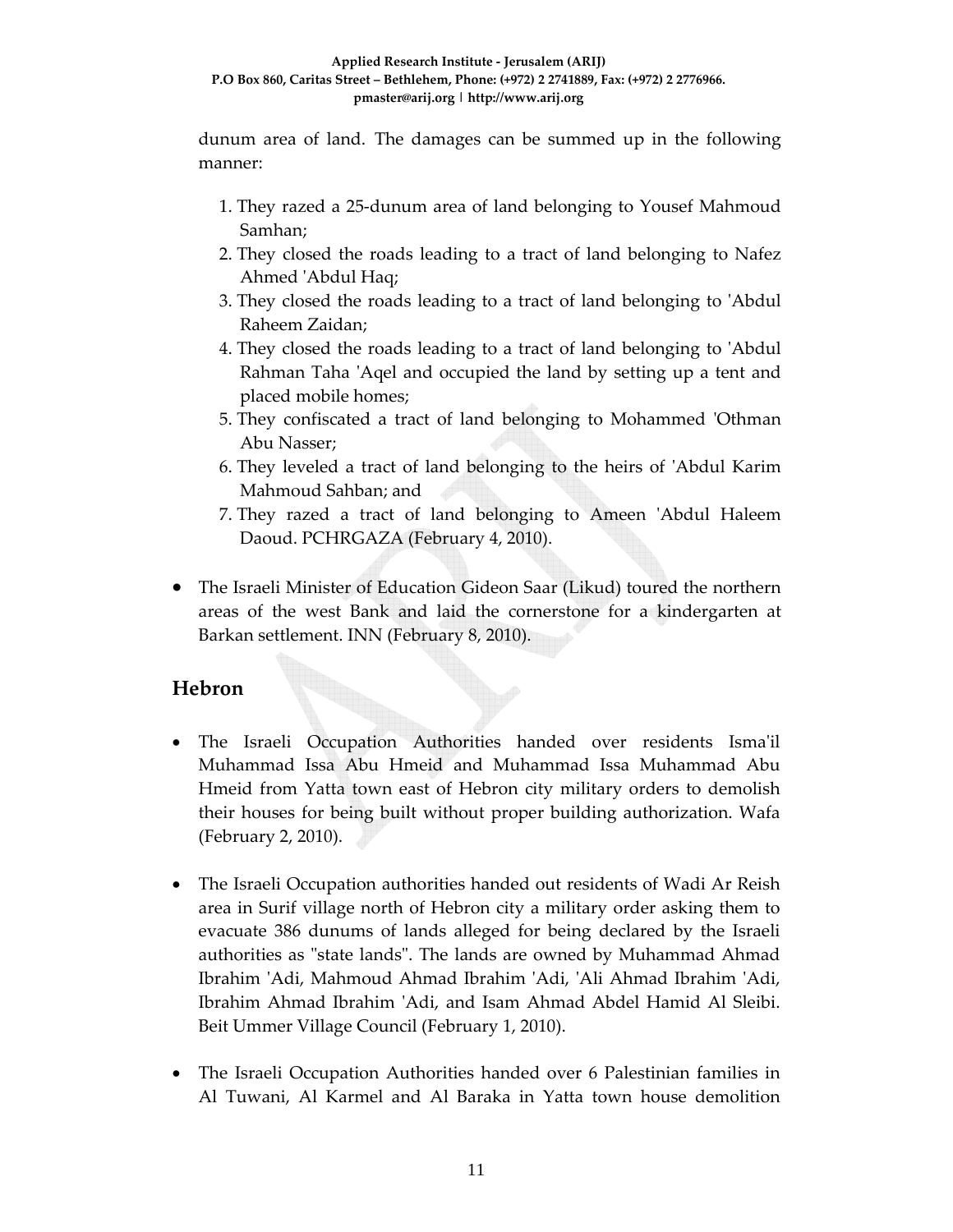dunum area of land. The damages can be summed up in the following manner:

1. They razed a 25-dunum area of land belonging to Yousef Mahmoud Samhan;
2. They closed the roads leading to a tract of land belonging to Nafez Ahmed 'Abdul Haq;
3. They closed the roads leading to a tract of land belonging to 'Abdul Raheem Zaidan;
4. They closed the roads leading to a tract of land belonging to 'Abdul Rahman Taha 'Aqel and occupied the land by setting up a tent and placed mobile homes;
5. They confiscated a tract of land belonging to Mohammed 'Othman Abu Nasser;
6. They leveled a tract of land belonging to the heirs of 'Abdul Karim Mahmoud Sahban; and
7. They razed a tract of land belonging to Ameen 'Abdul Haleem Daoud. PCHRGAZA (February 4, 2010).

- The Israeli Minister of Education Gideon Saar (Likud) toured the northern areas of the west Bank and laid the cornerstone for a kindergarten at Barkan settlement. INN (February 8, 2010).

## Hebron

- The Israeli Occupation Authorities handed over residents Isma'il Muhammad Issa Abu Hmeid and Muhammad Issa Muhammad Abu Hmeid from Yatta town east of Hebron city military orders to demolish their houses for being built without proper building authorization. Wafa (February 2, 2010).

- The Israeli Occupation authorities handed out residents of Wadi Ar Reish area in Surif village north of Hebron city a military order asking them to evacuate 386 dunums of lands alleged for being declared by the Israeli authorities as "state lands". The lands are owned by Muhammad Ahmad Ibrahim 'Adi, Mahmoud Ahmad Ibrahim 'Adi, 'Ali Ahmad Ibrahim 'Adi, Ibrahim Ahmad Ibrahim 'Adi, and Isam Ahmad Abdel Hamid Al Sleibi. Beit Ummer Village Council (February 1, 2010).

- The Israeli Occupation Authorities handed over 6 Palestinian families in Al Tuwani, Al Karmel and Al Baraka in Yatta town house demolition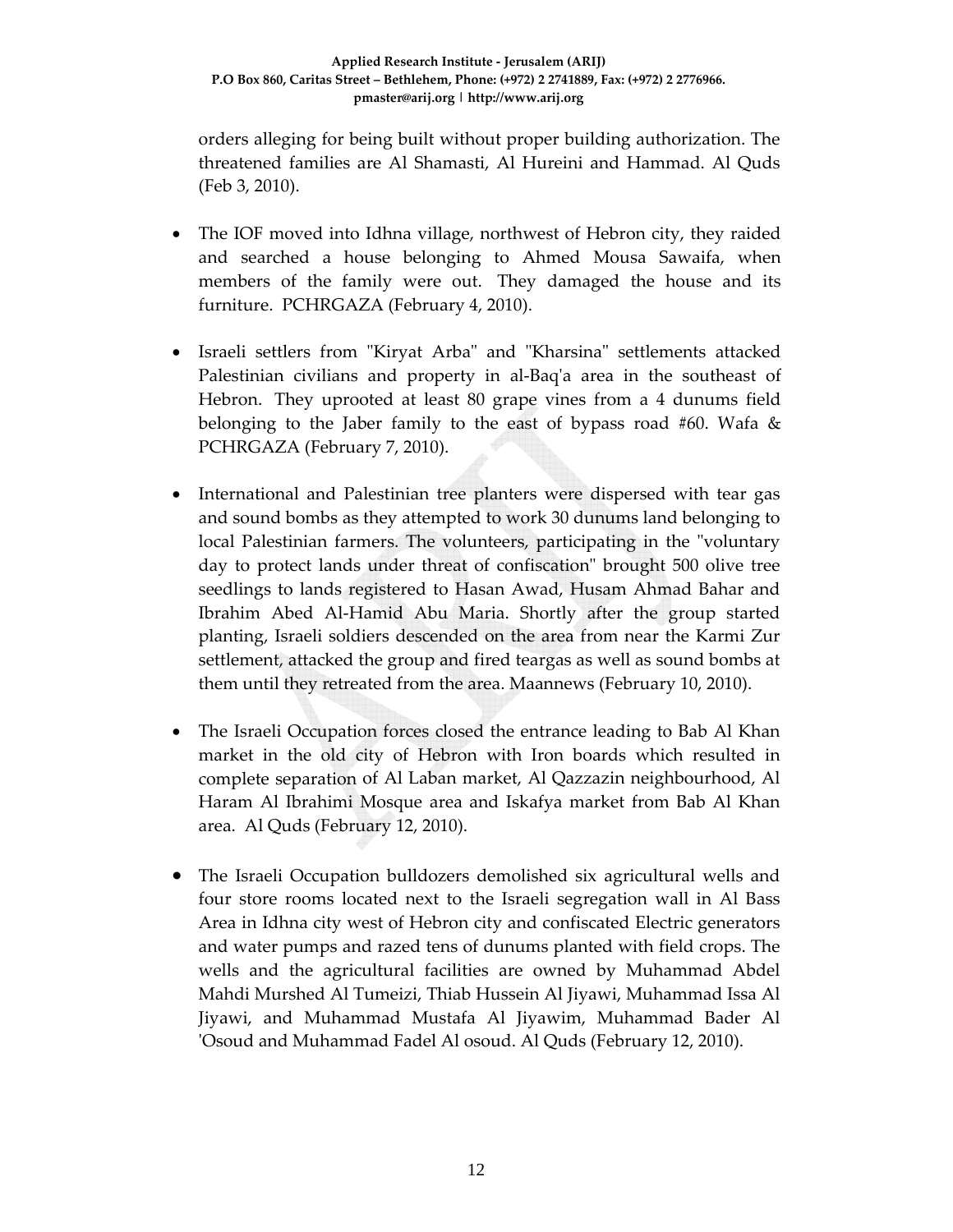orders alleging for being built without proper building authorization. The threatened families are Al Shamasti, Al Hureini and Hammad. Al Quds (Feb 3, 2010).

- The IOF moved into Idhna village, northwest of Hebron city, they raided and searched a house belonging to Ahmed Mousa Sawaifa, when members of the family were out. They damaged the house and its furniture. PCHRGAZA (February 4, 2010).

- Israeli settlers from "Kiryat Arba" and "Kharsina" settlements attacked Palestinian civilians and property in al-Baq'a area in the southeast of Hebron. They uprooted at least 80 grape vines from a 4 dunums field belonging to the Jaber family to the east of bypass road #60. Wafa & PCHRGAZA (February 7, 2010).

- International and Palestinian tree planters were dispersed with tear gas and sound bombs as they attempted to work 30 dunums land belonging to local Palestinian farmers. The volunteers, participating in the "voluntary day to protect lands under threat of confiscation" brought 500 olive tree seedlings to lands registered to Hasan Awad, Husam Ahmad Bahar and Ibrahim Abed Al-Hamid Abu Maria. Shortly after the group started planting, Israeli soldiers descended on the area from near the Karmi Zur settlement, attacked the group and fired teargas as well as sound bombs at them until they retreated from the area. Maannews (February 10, 2010).

- The Israeli Occupation forces closed the entrance leading to Bab Al Khan market in the old city of Hebron with Iron boards which resulted in complete separation of Al Laban market, Al Qazzazin neighbourhood, Al Haram Al Ibrahimi Mosque area and Iskafya market from Bab Al Khan area. Al Quds (February 12, 2010).

- The Israeli Occupation bulldozers demolished six agricultural wells and four store rooms located next to the Israeli segregation wall in Al Bass Area in Idhna city west of Hebron city and confiscated Electric generators and water pumps and razed tens of dunums planted with field crops. The wells and the agricultural facilities are owned by Muhammad Abdel Mahdi Murshed Al Tumeizi, Thiab Hussein Al Jiyawi, Muhammad Issa Al Jiyawi, and Muhammad Mustafa Al Jiyawim, Muhammad Bader Al 'Osoud and Muhammad Fadel Al osoud. Al Quds (February 12, 2010).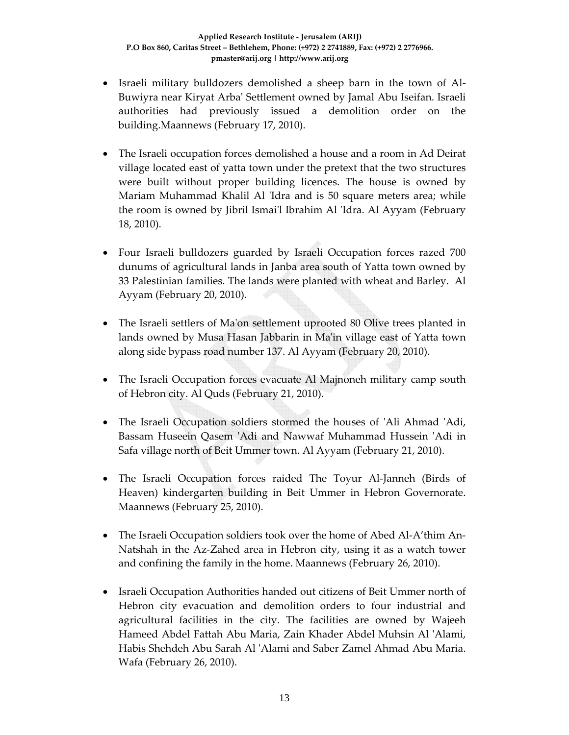- Israeli military bulldozers demolished a sheep barn in the town of Al-Buwiyra near Kiryat Arba' Settlement owned by Jamal Abu Iseifan. Israeli authorities had previously issued a demolition order on the building.Maannews (February 17, 2010).

- The Israeli occupation forces demolished a house and a room in Ad Deirat village located east of yatta town under the pretext that the two structures were built without proper building licences. The house is owned by Mariam Muhammad Khalil Al 'Idra and is 50 square meters area; while the room is owned by Jibril Ismai'l Ibrahim Al 'Idra. Al Ayyam (February 18, 2010).

- Four Israeli bulldozers guarded by Israeli Occupation forces razed 700 dunums of agricultural lands in Janba area south of Yatta town owned by 33 Palestinian families. The lands were planted with wheat and Barley. Al Ayyam (February 20, 2010).

- The Israeli settlers of Ma'on settlement uprooted 80 Olive trees planted in lands owned by Musa Hasan Jabbarin in Ma'in village east of Yatta town along side bypass road number 137. Al Ayyam (February 20, 2010).

- The Israeli Occupation forces evacuate Al Majnoneh military camp south of Hebron city. Al Quds (February 21, 2010).

- The Israeli Occupation soldiers stormed the houses of 'Ali Ahmad 'Adi, Bassam Huseein Qasem 'Adi and Nawwaf Muhammad Hussein 'Adi in Safa village north of Beit Ummer town. Al Ayyam (February 21, 2010).

- The Israeli Occupation forces raided The Toyur Al-Janneh (Birds of Heaven) kindergarten building in Beit Ummer in Hebron Governorate. Maannews (February 25, 2010).

- The Israeli Occupation soldiers took over the home of Abed Al-A'thim An-Natshah in the Az-Zahed area in Hebron city, using it as a watch tower and confining the family in the home. Maannews (February 26, 2010).

- Israeli Occupation Authorities handed out citizens of Beit Ummer north of Hebron city evacuation and demolition orders to four industrial and agricultural facilities in the city. The facilities are owned by Wajeeh Hameed Abdel Fattah Abu Maria, Zain Khader Abdel Muhsin Al 'Alami, Habis Shehdeh Abu Sarah Al 'Alami and Saber Zamel Ahmad Abu Maria. Wafa (February 26, 2010).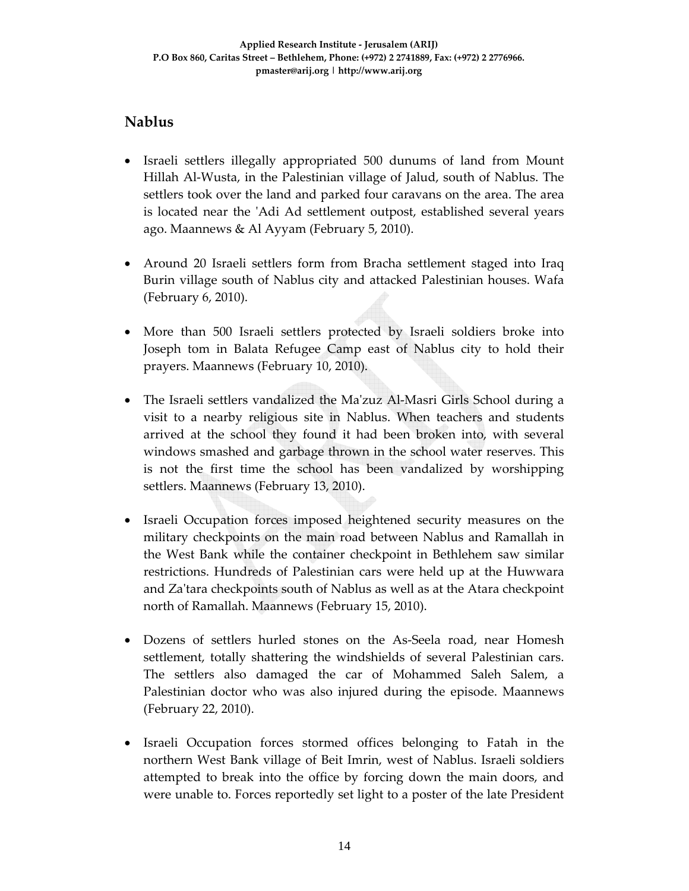## Nablus

- Israeli settlers illegally appropriated 500 dunums of land from Mount Hillah Al-Wusta, in the Palestinian village of Jalud, south of Nablus. The settlers took over the land and parked four caravans on the area. The area is located near the 'Adi Ad settlement outpost, established several years ago. Maannews & Al Ayyam (February 5, 2010).

- Around 20 Israeli settlers form from Bracha settlement staged into Iraq Burin village south of Nablus city and attacked Palestinian houses. Wafa (February 6, 2010).

- More than 500 Israeli settlers protected by Israeli soldiers broke into Joseph tom in Balata Refugee Camp east of Nablus city to hold their prayers. Maannews (February 10, 2010).

- The Israeli settlers vandalized the Ma'zuz Al-Masri Girls School during a visit to a nearby religious site in Nablus. When teachers and students arrived at the school they found it had been broken into, with several windows smashed and garbage thrown in the school water reserves. This is not the first time the school has been vandalized by worshipping settlers. Maannews (February 13, 2010).

- Israeli Occupation forces imposed heightened security measures on the military checkpoints on the main road between Nablus and Ramallah in the West Bank while the container checkpoint in Bethlehem saw similar restrictions. Hundreds of Palestinian cars were held up at the Huwwara and Za'tara checkpoints south of Nablus as well as at the Atara checkpoint north of Ramallah. Maannews (February 15, 2010).

- Dozens of settlers hurled stones on the As-Seela road, near Homesh settlement, totally shattering the windshields of several Palestinian cars. The settlers also damaged the car of Mohammed Saleh Salem, a Palestinian doctor who was also injured during the episode. Maannews (February 22, 2010).

- Israeli Occupation forces stormed offices belonging to Fatah in the northern West Bank village of Beit Imrin, west of Nablus. Israeli soldiers attempted to break into the office by forcing down the main doors, and were unable to. Forces reportedly set light to a poster of the late President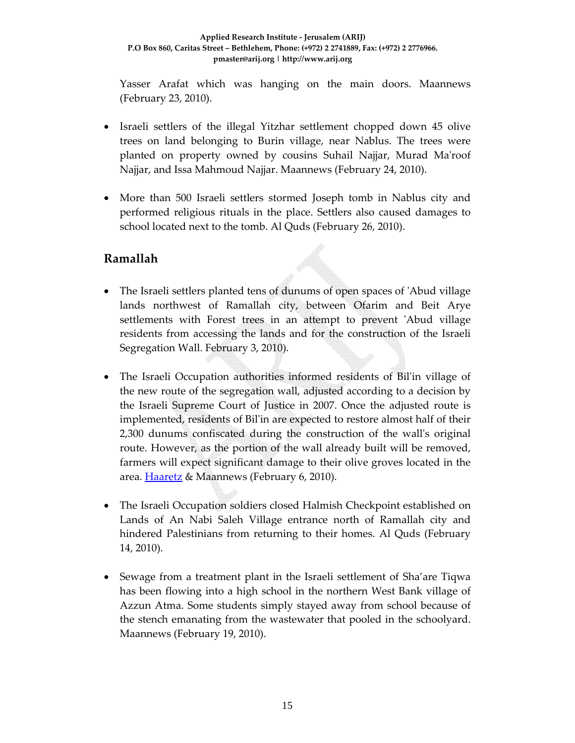Yasser Arafat which was hanging on the main doors. Maannews (February 23, 2010).

- Israeli settlers of the illegal Yitzhar settlement chopped down 45 olive trees on land belonging to Burin village, near Nablus. The trees were planted on property owned by cousins Suhail Najjar, Murad Ma'roof Najjar, and Issa Mahmoud Najjar. Maannews (February 24, 2010).

- More than 500 Israeli settlers stormed Joseph tomb in Nablus city and performed religious rituals in the place. Settlers also caused damages to school located next to the tomb. Al Quds (February 26, 2010).

## Ramallah

- The Israeli settlers planted tens of dunums of open spaces of 'Abud village lands northwest of Ramallah city, between Ofarim and Beit Arye settlements with Forest trees in an attempt to prevent 'Abud village residents from accessing the lands and for the construction of the Israeli Segregation Wall. February 3, 2010).

- The Israeli Occupation authorities informed residents of Bil'in village of the new route of the segregation wall, adjusted according to a decision by the Israeli Supreme Court of Justice in 2007. Once the adjusted route is implemented, residents of Bil'in are expected to restore almost half of their 2,300 dunums confiscated during the construction of the wall's original route. However, as the portion of the wall already built will be removed, farmers will expect significant damage to their olive groves located in the area. Haaretz & Maannews (February 6, 2010).

- The Israeli Occupation soldiers closed Halmish Checkpoint established on Lands of An Nabi Saleh Village entrance north of Ramallah city and hindered Palestinians from returning to their homes. Al Quds (February 14, 2010).

- Sewage from a treatment plant in the Israeli settlement of Sha'are Tiqwa has been flowing into a high school in the northern West Bank village of Azzun Atma. Some students simply stayed away from school because of the stench emanating from the wastewater that pooled in the schoolyard. Maannews (February 19, 2010).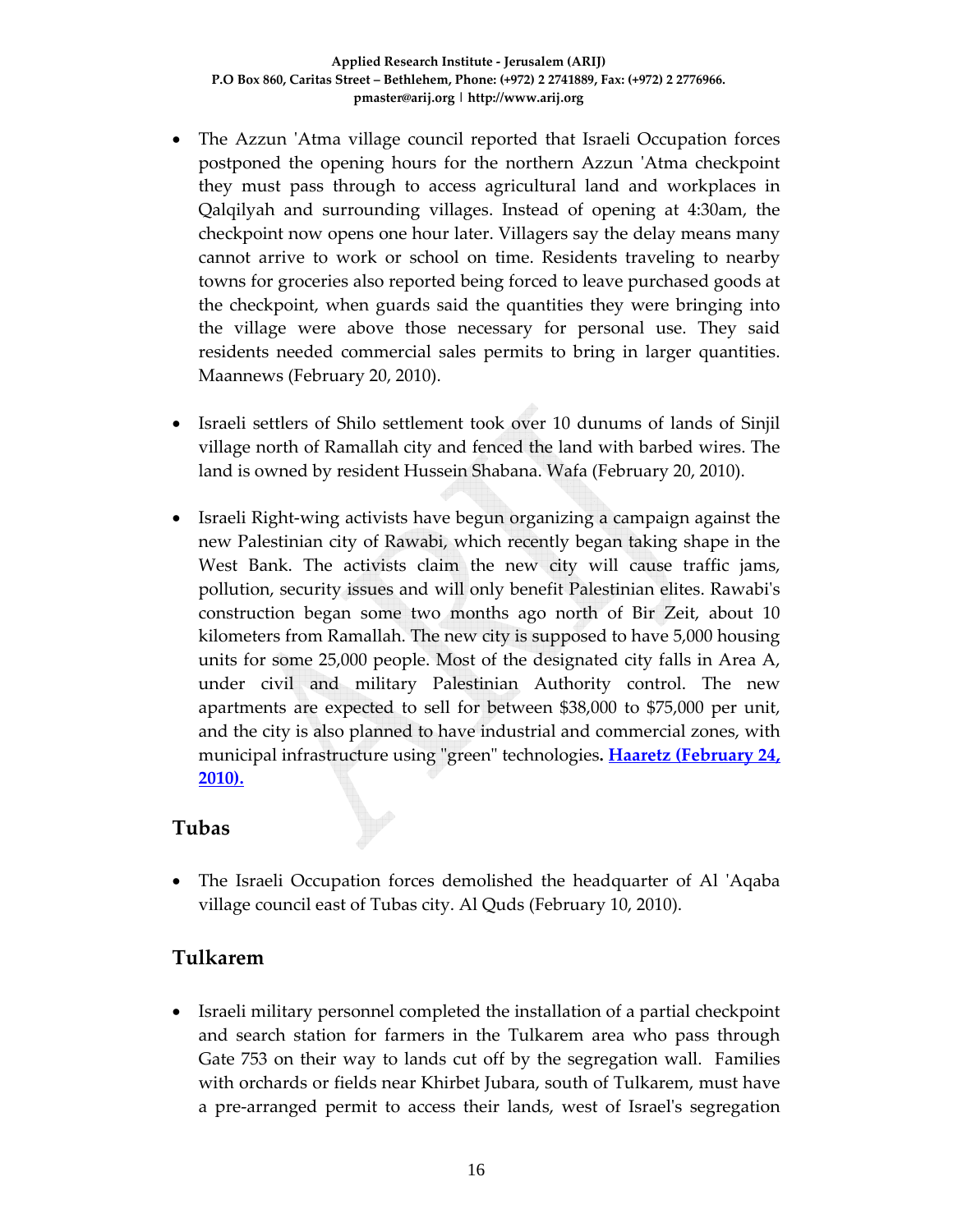- The Azzun 'Atma village council reported that Israeli Occupation forces postponed the opening hours for the northern Azzun 'Atma checkpoint they must pass through to access agricultural land and workplaces in Qalqilyah and surrounding villages. Instead of opening at 4:30am, the checkpoint now opens one hour later. Villagers say the delay means many cannot arrive to work or school on time. Residents traveling to nearby towns for groceries also reported being forced to leave purchased goods at the checkpoint, when guards said the quantities they were bringing into the village were above those necessary for personal use. They said residents needed commercial sales permits to bring in larger quantities. Maannews (February 20, 2010).

- Israeli settlers of Shilo settlement took over 10 dunums of lands of Sinjil village north of Ramallah city and fenced the land with barbed wires. The land is owned by resident Hussein Shabana. Wafa (February 20, 2010).

- Israeli Right-wing activists have begun organizing a campaign against the new Palestinian city of Rawabi, which recently began taking shape in the West Bank. The activists claim the new city will cause traffic jams, pollution, security issues and will only benefit Palestinian elites. Rawabi's construction began some two months ago north of Bir Zeit, about 10 kilometers from Ramallah. The new city is supposed to have 5,000 housing units for some 25,000 people. Most of the designated city falls in Area A, under civil and military Palestinian Authority control. The new apartments are expected to sell for between $38,000 to $75,000 per unit, and the city is also planned to have industrial and commercial zones, with municipal infrastructure using "green" technologies. **Haaretz (February 24, 2010).**

## Tubas

- The Israeli Occupation forces demolished the headquarter of Al 'Aqaba village council east of Tubas city. Al Quds (February 10, 2010).

## Tulkarem

- Israeli military personnel completed the installation of a partial checkpoint and search station for farmers in the Tulkarem area who pass through Gate 753 on their way to lands cut off by the segregation wall. Families with orchards or fields near Khirbet Jubara, south of Tulkarem, must have a pre-arranged permit to access their lands, west of Israel's segregation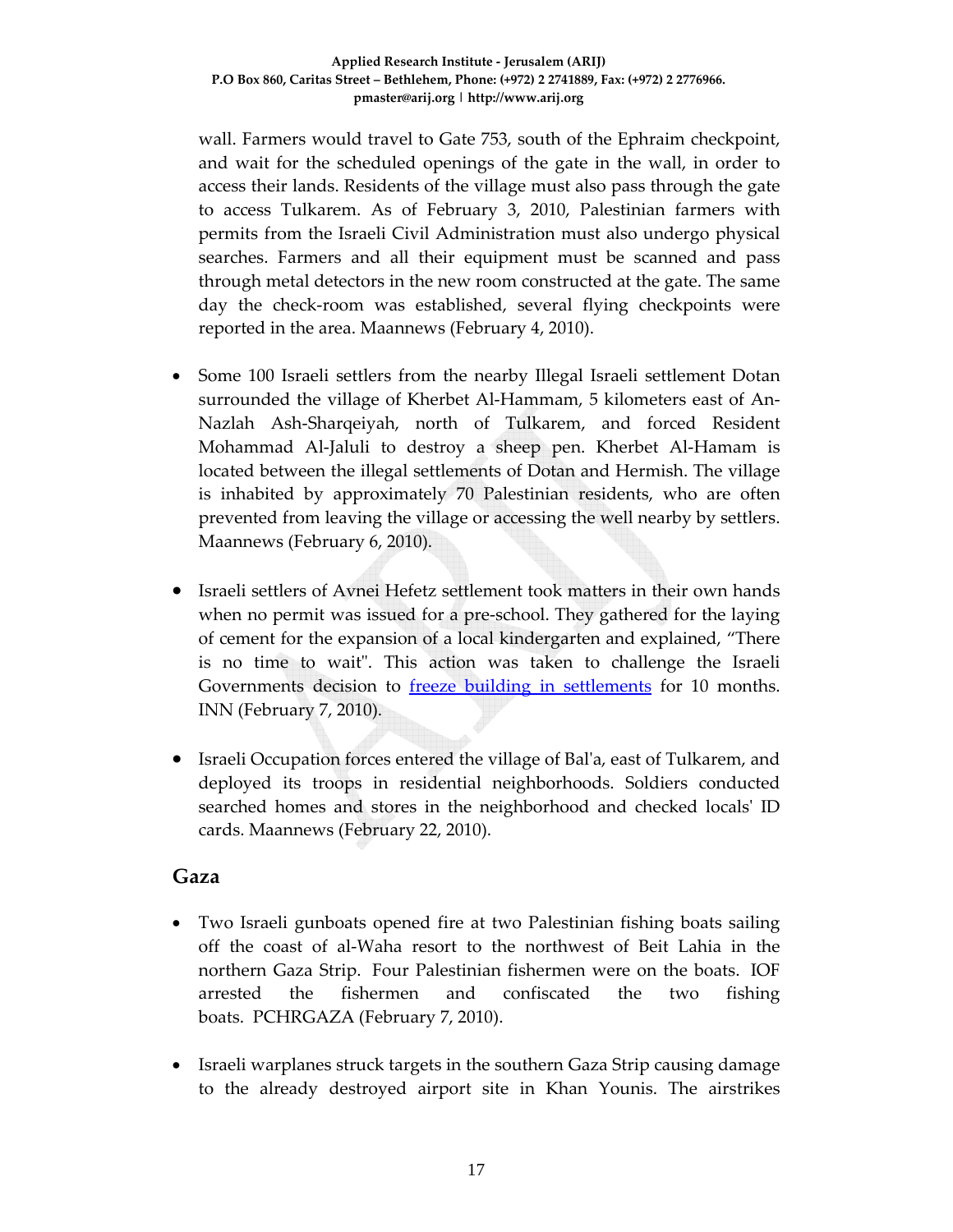wall. Farmers would travel to Gate 753, south of the Ephraim checkpoint, and wait for the scheduled openings of the gate in the wall, in order to access their lands. Residents of the village must also pass through the gate to access Tulkarem. As of February 3, 2010, Palestinian farmers with permits from the Israeli Civil Administration must also undergo physical searches. Farmers and all their equipment must be scanned and pass through metal detectors in the new room constructed at the gate. The same day the check-room was established, several flying checkpoints were reported in the area. Maannews (February 4, 2010).

- Some 100 Israeli settlers from the nearby Illegal Israeli settlement Dotan surrounded the village of Kherbet Al-Hammam, 5 kilometers east of An-Nazlah Ash-Sharqeiyah, north of Tulkarem, and forced Resident Mohammad Al-Jaluli to destroy a sheep pen. Kherbet Al-Hamam is located between the illegal settlements of Dotan and Hermish. The village is inhabited by approximately 70 Palestinian residents, who are often prevented from leaving the village or accessing the well nearby by settlers. Maannews (February 6, 2010).

- Israeli settlers of Avnei Hefetz settlement took matters in their own hands when no permit was issued for a pre-school. They gathered for the laying of cement for the expansion of a local kindergarten and explained, "There is no time to wait". This action was taken to challenge the Israeli Governments decision to freeze building in settlements for 10 months. INN (February 7, 2010).

- Israeli Occupation forces entered the village of Bal'a, east of Tulkarem, and deployed its troops in residential neighborhoods. Soldiers conducted searched homes and stores in the neighborhood and checked locals' ID cards. Maannews (February 22, 2010).

## Gaza

- Two Israeli gunboats opened fire at two Palestinian fishing boats sailing off the coast of al-Waha resort to the northwest of Beit Lahia in the northern Gaza Strip. Four Palestinian fishermen were on the boats. IOF arrested the fishermen and confiscated the two fishing boats. PCHRGAZA (February 7, 2010).

- Israeli warplanes struck targets in the southern Gaza Strip causing damage to the already destroyed airport site in Khan Younis. The airstrikes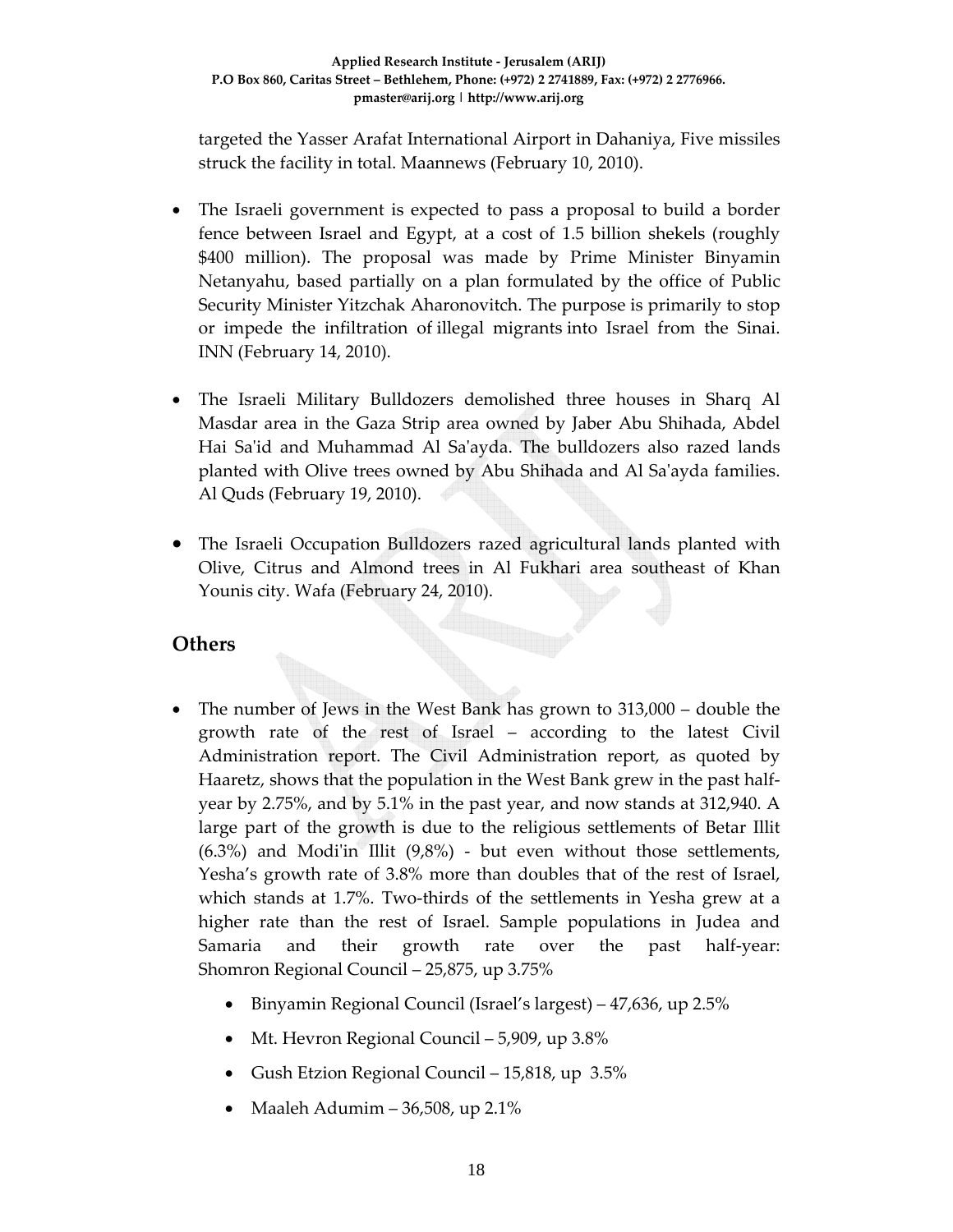targeted the Yasser Arafat International Airport in Dahaniya, Five missiles struck the facility in total. Maannews (February 10, 2010).

- The Israeli government is expected to pass a proposal to build a border fence between Israel and Egypt, at a cost of 1.5 billion shekels (roughly $400 million). The proposal was made by Prime Minister Binyamin Netanyahu, based partially on a plan formulated by the office of Public Security Minister Yitzchak Aharonovitch. The purpose is primarily to stop or impede the infiltration of illegal migrants into Israel from the Sinai. INN (February 14, 2010).

- The Israeli Military Bulldozers demolished three houses in Sharq Al Masdar area in the Gaza Strip area owned by Jaber Abu Shihada, Abdel Hai Sa'id and Muhammad Al Sa'ayda. The bulldozers also razed lands planted with Olive trees owned by Abu Shihada and Al Sa'ayda families. Al Quds (February 19, 2010).

- The Israeli Occupation Bulldozers razed agricultural lands planted with Olive, Citrus and Almond trees in Al Fukhari area southeast of Khan Younis city. Wafa (February 24, 2010).

## Others

- The number of Jews in the West Bank has grown to 313,000 – double the growth rate of the rest of Israel – according to the latest Civil Administration report. The Civil Administration report, as quoted by Haaretz, shows that the population in the West Bank grew in the past half-year by 2.75%, and by 5.1% in the past year, and now stands at 312,940. A large part of the growth is due to the religious settlements of Betar Illit (6.3%) and Modi'in Illit (9,8%) - but even without those settlements, Yesha's growth rate of 3.8% more than doubles that of the rest of Israel, which stands at 1.7%. Two-thirds of the settlements in Yesha grew at a higher rate than the rest of Israel. Sample populations in Judea and Samaria and their growth rate over the past half-year: Shomron Regional Council – 25,875, up 3.75%

  - Binyamin Regional Council (Israel's largest) – 47,636, up 2.5%
  - Mt. Hevron Regional Council – 5,909, up 3.8%
  - Gush Etzion Regional Council – 15,818, up 3.5%
  - Maaleh Adumim – 36,508, up 2.1%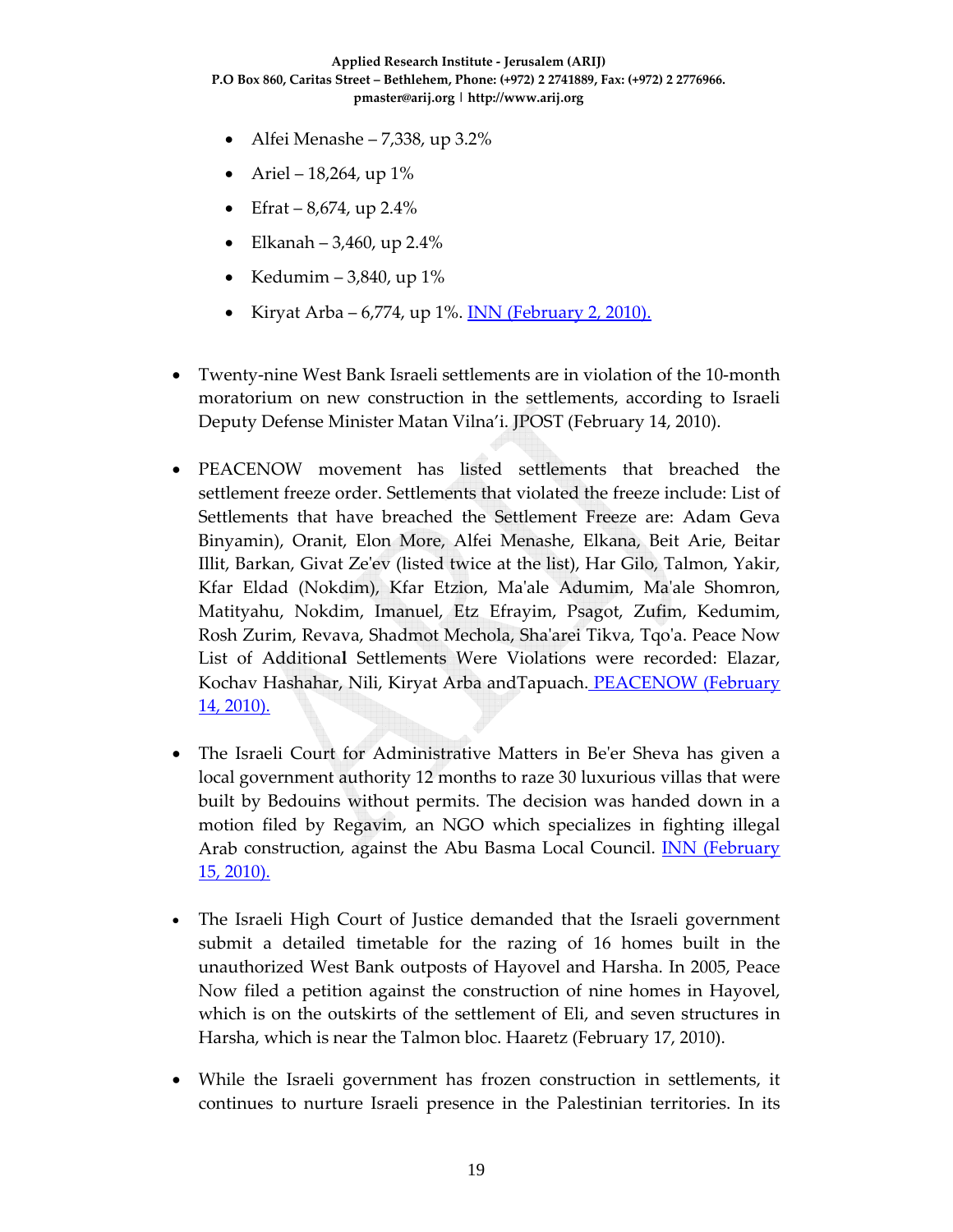- Alfei Menashe – 7,338, up 3.2%
- Ariel – 18,264, up 1%
- Efrat – 8,674, up 2.4%
- Elkanah – 3,460, up 2.4%
- Kedumim – 3,840, up 1%
- Kiryat Arba – 6,774, up 1%. INN (February 2, 2010).

- Twenty-nine West Bank Israeli settlements are in violation of the 10-month moratorium on new construction in the settlements, according to Israeli Deputy Defense Minister Matan Vilna'i. JPOST (February 14, 2010).

- PEACENOW movement has listed settlements that breached the settlement freeze order. Settlements that violated the freeze include: List of Settlements that have breached the Settlement Freeze are: Adam Geva Binyamin), Oranit, Elon More, Alfei Menashe, Elkana, Beit Arie, Beitar Illit, Barkan, Givat Ze'ev (listed twice at the list), Har Gilo, Talmon, Yakir, Kfar Eldad (Nokdim), Kfar Etzion, Ma'ale Adumim, Ma'ale Shomron, Matityahu, Nokdim, Imanuel, Etz Efrayim, Psagot, Zufim, Kedumim, Rosh Zurim, Revava, Shadmot Mechola, Sha'arei Tikva, Tqo'a. Peace Now List of Additional Settlements Were Violations were recorded: Elazar, Kochav Hashahar, Nili, Kiryat Arba andTapuach. PEACENOW (February 14, 2010).

- The Israeli Court for Administrative Matters in Be'er Sheva has given a local government authority 12 months to raze 30 luxurious villas that were built by Bedouins without permits. The decision was handed down in a motion filed by Regavim, an NGO which specializes in fighting illegal Arab construction, against the Abu Basma Local Council. INN (February 15, 2010).

- The Israeli High Court of Justice demanded that the Israeli government submit a detailed timetable for the razing of 16 homes built in the unauthorized West Bank outposts of Hayovel and Harsha. In 2005, Peace Now filed a petition against the construction of nine homes in Hayovel, which is on the outskirts of the settlement of Eli, and seven structures in Harsha, which is near the Talmon bloc. Haaretz (February 17, 2010).

- While the Israeli government has frozen construction in settlements, it continues to nurture Israeli presence in the Palestinian territories. In its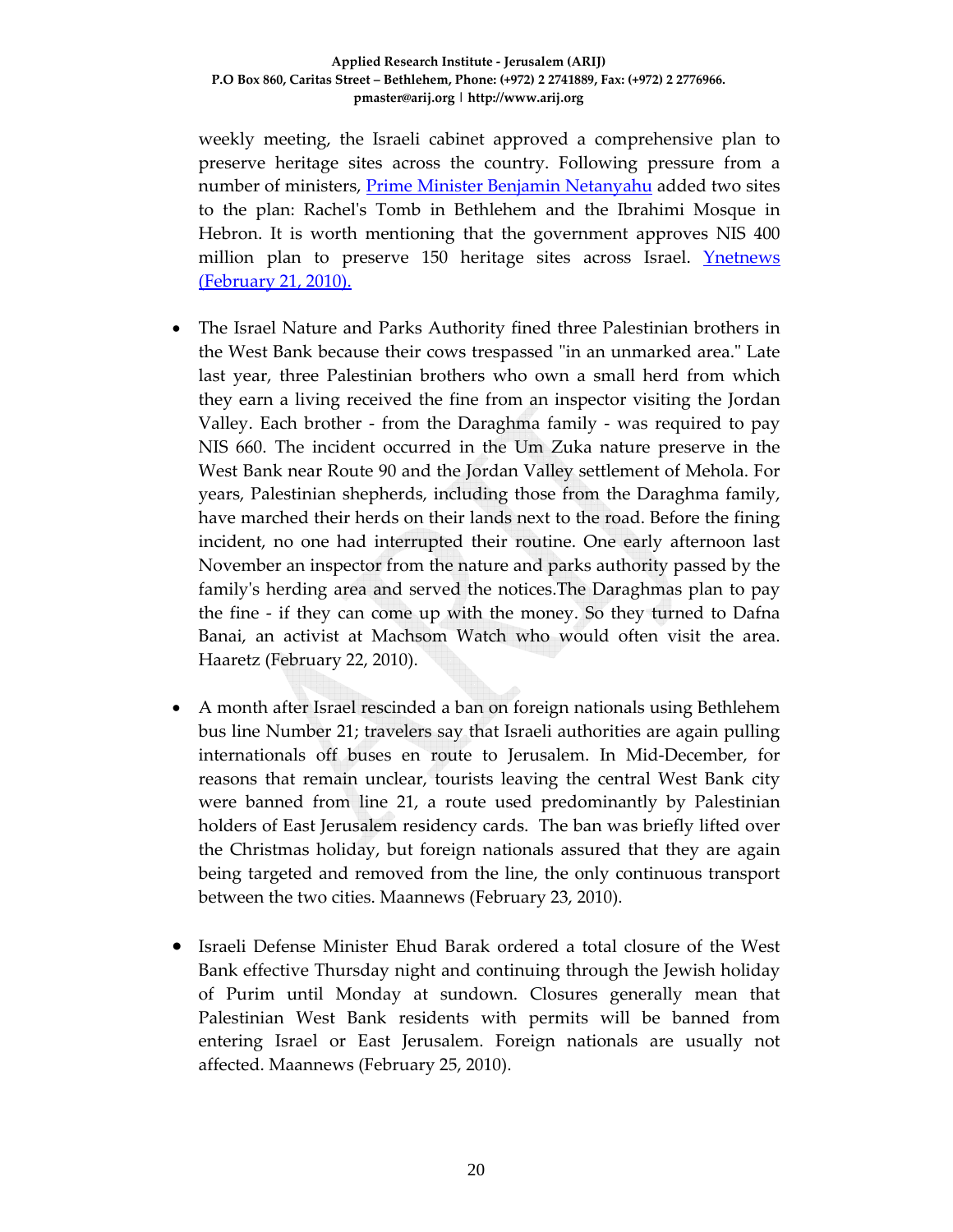weekly meeting, the Israeli cabinet approved a comprehensive plan to preserve heritage sites across the country. Following pressure from a number of ministers, Prime Minister Benjamin Netanyahu added two sites to the plan: Rachel's Tomb in Bethlehem and the Ibrahimi Mosque in Hebron. It is worth mentioning that the government approves NIS 400 million plan to preserve 150 heritage sites across Israel. Ynetnews (February 21, 2010).

- The Israel Nature and Parks Authority fined three Palestinian brothers in the West Bank because their cows trespassed "in an unmarked area." Late last year, three Palestinian brothers who own a small herd from which they earn a living received the fine from an inspector visiting the Jordan Valley. Each brother - from the Daraghma family - was required to pay NIS 660. The incident occurred in the Um Zuka nature preserve in the West Bank near Route 90 and the Jordan Valley settlement of Mehola. For years, Palestinian shepherds, including those from the Daraghma family, have marched their herds on their lands next to the road. Before the fining incident, no one had interrupted their routine. One early afternoon last November an inspector from the nature and parks authority passed by the family's herding area and served the notices.The Daraghmas plan to pay the fine - if they can come up with the money. So they turned to Dafna Banai, an activist at Machsom Watch who would often visit the area. Haaretz (February 22, 2010).

- A month after Israel rescinded a ban on foreign nationals using Bethlehem bus line Number 21; travelers say that Israeli authorities are again pulling internationals off buses en route to Jerusalem. In Mid-December, for reasons that remain unclear, tourists leaving the central West Bank city were banned from line 21, a route used predominantly by Palestinian holders of East Jerusalem residency cards. The ban was briefly lifted over the Christmas holiday, but foreign nationals assured that they are again being targeted and removed from the line, the only continuous transport between the two cities. Maannews (February 23, 2010).

- Israeli Defense Minister Ehud Barak ordered a total closure of the West Bank effective Thursday night and continuing through the Jewish holiday of Purim until Monday at sundown. Closures generally mean that Palestinian West Bank residents with permits will be banned from entering Israel or East Jerusalem. Foreign nationals are usually not affected. Maannews (February 25, 2010).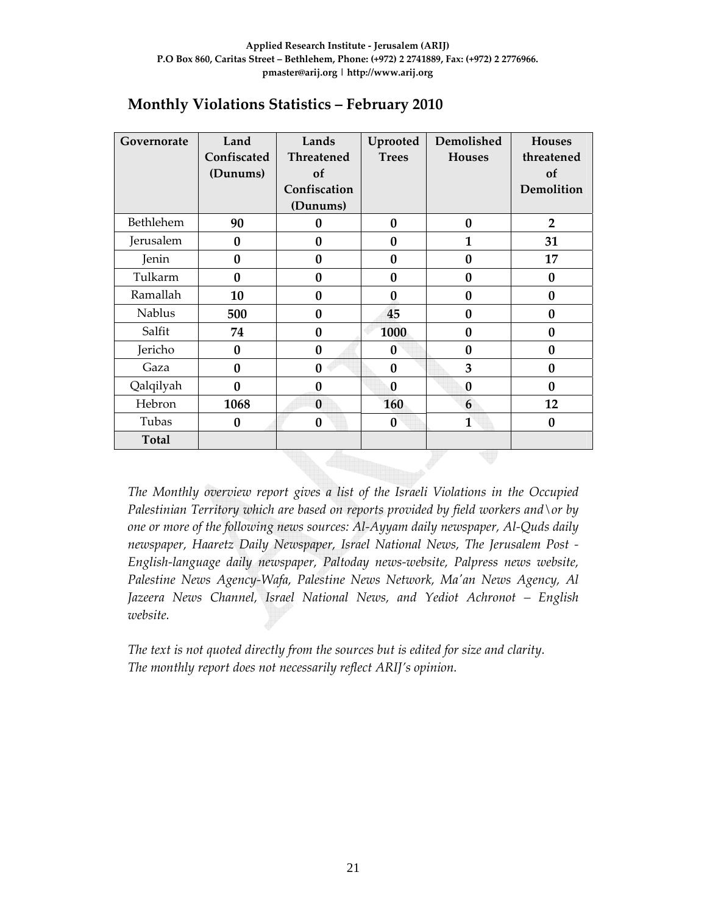**Applied Research Institute - Jerusalem (ARIJ)**
**P.O Box 860, Caritas Street – Bethlehem, Phone: (+972) 2 2741889, Fax: (+972) 2 2776966.**
**pmaster@arij.org | http://www.arij.org**

## Monthly Violations Statistics – February 2010

| Governorate | Land Confiscated (Dunums) | Lands Threatened of Confiscation (Dunums) | Uprooted Trees | Demolished Houses | Houses threatened of Demolition |
|---|---|---|---|---|---|
| Bethlehem | **90** | **0** | **0** | **0** | **2** |
| Jerusalem | **0** | **0** | **0** | **1** | **31** |
| Jenin | **0** | **0** | **0** | **0** | **17** |
| Tulkarm | **0** | **0** | **0** | **0** | **0** |
| Ramallah | **10** | **0** | **0** | **0** | **0** |
| Nablus | **500** | **0** | **45** | **0** | **0** |
| Salfit | **74** | **0** | **1000** | **0** | **0** |
| Jericho | **0** | **0** | **0** | **0** | **0** |
| Gaza | **0** | **0** | **0** | **3** | **0** |
| Qalqilyah | **0** | **0** | **0** | **0** | **0** |
| Hebron | **1068** | **0** | **160** | **6** | **12** |
| Tubas | **0** | **0** | **0** | **1** | **0** |
| **Total** | | | | | |

*The Monthly overview report gives a list of the Israeli Violations in the Occupied Palestinian Territory which are based on reports provided by field workers and\or by one or more of the following news sources: Al-Ayyam daily newspaper, Al-Quds daily newspaper, Haaretz Daily Newspaper, Israel National News, The Jerusalem Post - English-language daily newspaper, Paltoday news-website, Palpress news website, Palestine News Agency-Wafa, Palestine News Network, Ma'an News Agency, Al Jazeera News Channel, Israel National News, and Yediot Achronot – English website.*

*The text is not quoted directly from the sources but is edited for size and clarity.*
*The monthly report does not necessarily reflect ARIJ's opinion.*